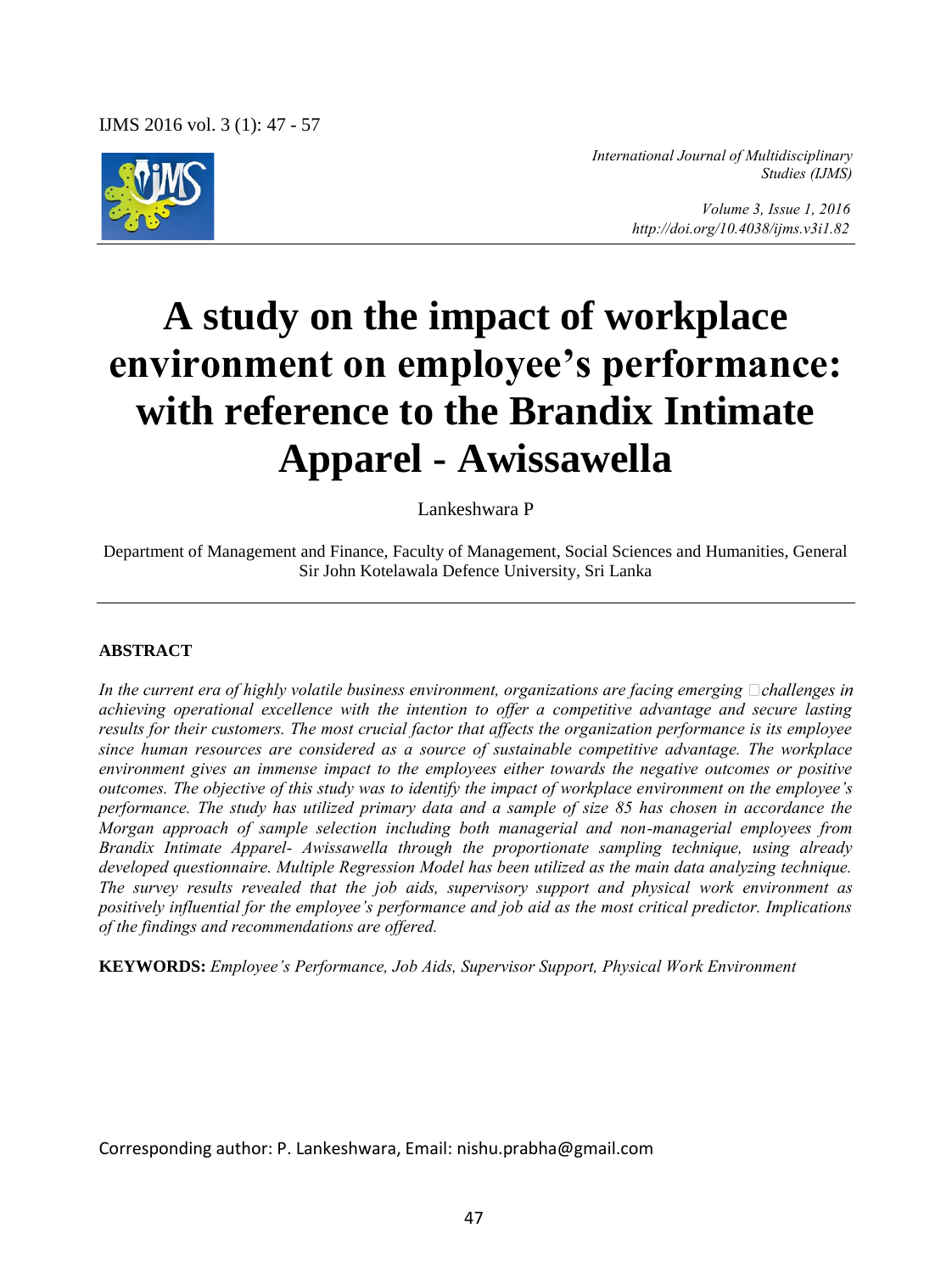*International Journal of Multidisciplinary Studies (IJMS)*

*Volume 3, Issue 1, 2016*
*http://doi.org/10.4038/ijms.v3i1.82*

# A study on the impact of workplace environment on employee's performance: with reference to the Brandix Intimate Apparel - Awissawella

Lankeshwara P

Department of Management and Finance, Faculty of Management, Social Sciences and Humanities, General Sir John Kotelawala Defence University, Sri Lanka

## ABSTRACT

*In the current era of highly volatile business environment, organizations are facing emerging challenges in achieving operational excellence with the intention to offer a competitive advantage and secure lasting results for their customers. The most crucial factor that affects the organization performance is its employee since human resources are considered as a source of sustainable competitive advantage. The workplace environment gives an immense impact to the employees either towards the negative outcomes or positive outcomes. The objective of this study was to identify the impact of workplace environment on the employee's performance. The study has utilized primary data and a sample of size 85 has chosen in accordance the Morgan approach of sample selection including both managerial and non-managerial employees from Brandix Intimate Apparel- Awissawella through the proportionate sampling technique, using already developed questionnaire. Multiple Regression Model has been utilized as the main data analyzing technique. The survey results revealed that the job aids, supervisory support and physical work environment as positively influential for the employee's performance and job aid as the most critical predictor. Implications of the findings and recommendations are offered.*

**KEYWORDS:** *Employee's Performance, Job Aids, Supervisor Support, Physical Work Environment*

Corresponding author: P. Lankeshwara, Email: nishu.prabha@gmail.com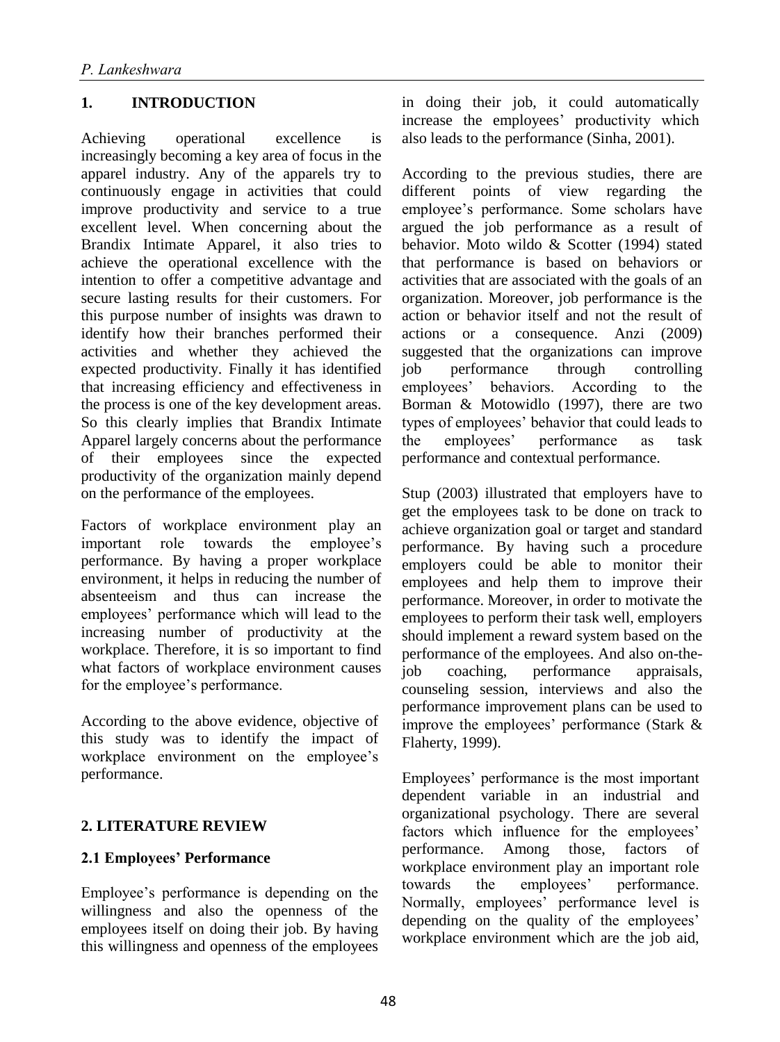## 1. INTRODUCTION

Achieving operational excellence is increasingly becoming a key area of focus in the apparel industry. Any of the apparels try to continuously engage in activities that could improve productivity and service to a true excellent level. When concerning about the Brandix Intimate Apparel, it also tries to achieve the operational excellence with the intention to offer a competitive advantage and secure lasting results for their customers. For this purpose number of insights was drawn to identify how their branches performed their activities and whether they achieved the expected productivity. Finally it has identified that increasing efficiency and effectiveness in the process is one of the key development areas. So this clearly implies that Brandix Intimate Apparel largely concerns about the performance of their employees since the expected productivity of the organization mainly depend on the performance of the employees.

Factors of workplace environment play an important role towards the employee's performance. By having a proper workplace environment, it helps in reducing the number of absenteeism and thus can increase the employees' performance which will lead to the increasing number of productivity at the workplace. Therefore, it is so important to find what factors of workplace environment causes for the employee's performance.

According to the above evidence, objective of this study was to identify the impact of workplace environment on the employee's performance.

## 2. LITERATURE REVIEW

### 2.1 Employees' Performance

Employee's performance is depending on the willingness and also the openness of the employees itself on doing their job. By having this willingness and openness of the employees in doing their job, it could automatically increase the employees' productivity which also leads to the performance (Sinha, 2001).

According to the previous studies, there are different points of view regarding the employee's performance. Some scholars have argued the job performance as a result of behavior. Moto wildo & Scotter (1994) stated that performance is based on behaviors or activities that are associated with the goals of an organization. Moreover, job performance is the action or behavior itself and not the result of actions or a consequence. Anzi (2009) suggested that the organizations can improve job performance through controlling employees' behaviors. According to the Borman & Motowidlo (1997), there are two types of employees' behavior that could leads to the employees' performance as task performance and contextual performance.

Stup (2003) illustrated that employers have to get the employees task to be done on track to achieve organization goal or target and standard performance. By having such a procedure employers could be able to monitor their employees and help them to improve their performance. Moreover, in order to motivate the employees to perform their task well, employers should implement a reward system based on the performance of the employees. And also on-the-job coaching, performance appraisals, counseling session, interviews and also the performance improvement plans can be used to improve the employees' performance (Stark & Flaherty, 1999).

Employees' performance is the most important dependent variable in an industrial and organizational psychology. There are several factors which influence for the employees' performance. Among those, factors of workplace environment play an important role towards the employees' performance. Normally, employees' performance level is depending on the quality of the employees' workplace environment which are the job aid,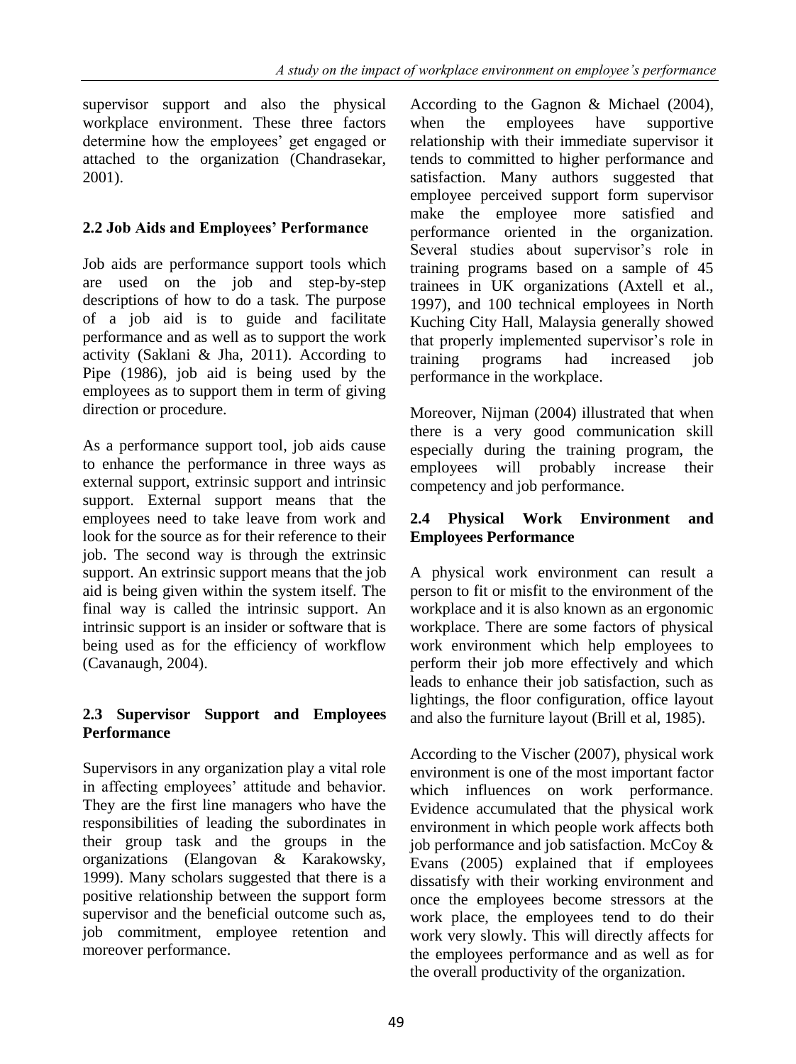supervisor support and also the physical workplace environment. These three factors determine how the employees' get engaged or attached to the organization (Chandrasekar, 2001).

### 2.2 Job Aids and Employees' Performance

Job aids are performance support tools which are used on the job and step-by-step descriptions of how to do a task. The purpose of a job aid is to guide and facilitate performance and as well as to support the work activity (Saklani & Jha, 2011). According to Pipe (1986), job aid is being used by the employees as to support them in term of giving direction or procedure.

As a performance support tool, job aids cause to enhance the performance in three ways as external support, extrinsic support and intrinsic support. External support means that the employees need to take leave from work and look for the source as for their reference to their job. The second way is through the extrinsic support. An extrinsic support means that the job aid is being given within the system itself. The final way is called the intrinsic support. An intrinsic support is an insider or software that is being used as for the efficiency of workflow (Cavanaugh, 2004).

### 2.3 Supervisor Support and Employees Performance

Supervisors in any organization play a vital role in affecting employees' attitude and behavior. They are the first line managers who have the responsibilities of leading the subordinates in their group task and the groups in the organizations (Elangovan & Karakowsky, 1999). Many scholars suggested that there is a positive relationship between the support form supervisor and the beneficial outcome such as, job commitment, employee retention and moreover performance.

According to the Gagnon & Michael (2004), when the employees have supportive relationship with their immediate supervisor it tends to committed to higher performance and satisfaction. Many authors suggested that employee perceived support form supervisor make the employee more satisfied and performance oriented in the organization. Several studies about supervisor's role in training programs based on a sample of 45 trainees in UK organizations (Axtell et al., 1997), and 100 technical employees in North Kuching City Hall, Malaysia generally showed that properly implemented supervisor's role in training programs had increased job performance in the workplace.

Moreover, Nijman (2004) illustrated that when there is a very good communication skill especially during the training program, the employees will probably increase their competency and job performance.

### 2.4 Physical Work Environment and Employees Performance

A physical work environment can result a person to fit or misfit to the environment of the workplace and it is also known as an ergonomic workplace. There are some factors of physical work environment which help employees to perform their job more effectively and which leads to enhance their job satisfaction, such as lightings, the floor configuration, office layout and also the furniture layout (Brill et al, 1985).

According to the Vischer (2007), physical work environment is one of the most important factor which influences on work performance. Evidence accumulated that the physical work environment in which people work affects both job performance and job satisfaction. McCoy & Evans (2005) explained that if employees dissatisfy with their working environment and once the employees become stressors at the work place, the employees tend to do their work very slowly. This will directly affects for the employees performance and as well as for the overall productivity of the organization.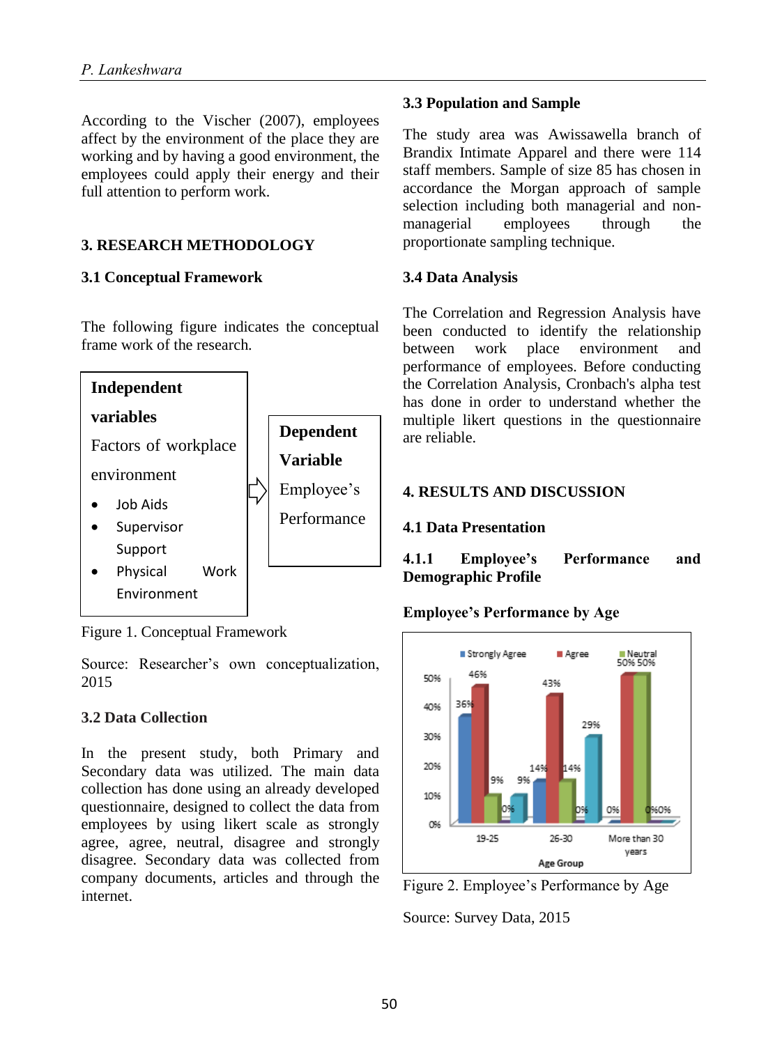According to the Vischer (2007), employees affect by the environment of the place they are working and by having a good environment, the employees could apply their energy and their full attention to perform work.

## 3. RESEARCH METHODOLOGY

### 3.1 Conceptual Framework

The following figure indicates the conceptual frame work of the research.

| **Independent variables** | | **Dependent Variable** |
|---|---|---|
| Factors of workplace environment<br>• Job Aids<br>• Supervisor Support<br>• Physical Work Environment | ⇨ | Employee's Performance |

Figure 1. Conceptual Framework

Source: Researcher's own conceptualization, 2015

### 3.2 Data Collection

In the present study, both Primary and Secondary data was utilized. The main data collection has done using an already developed questionnaire, designed to collect the data from employees by using likert scale as strongly agree, agree, neutral, disagree and strongly disagree. Secondary data was collected from company documents, articles and through the internet.

### 3.3 Population and Sample

The study area was Awissawella branch of Brandix Intimate Apparel and there were 114 staff members. Sample of size 85 has chosen in accordance the Morgan approach of sample selection including both managerial and non-managerial employees through the proportionate sampling technique.

### 3.4 Data Analysis

The Correlation and Regression Analysis have been conducted to identify the relationship between work place environment and performance of employees. Before conducting the Correlation Analysis, Cronbach's alpha test has done in order to understand whether the multiple likert questions in the questionnaire are reliable.

## 4. RESULTS AND DISCUSSION

### 4.1 Data Presentation

#### 4.1.1 Employee's Performance and Demographic Profile

**Employee's Performance by Age**

Figure 2. Employee's Performance by Age

Source: Survey Data, 2015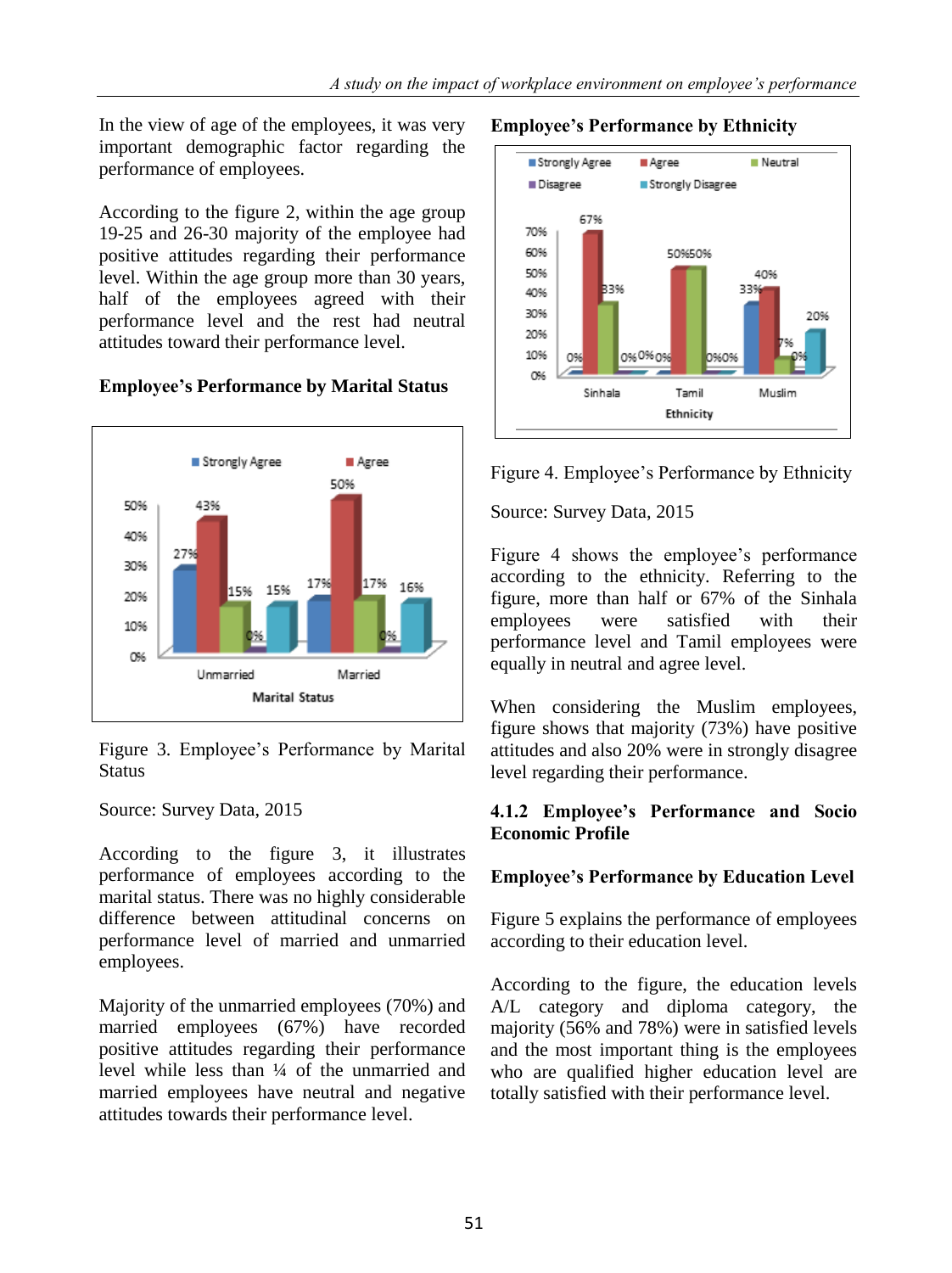In the view of age of the employees, it was very important demographic factor regarding the performance of employees.

According to the figure 2, within the age group 19-25 and 26-30 majority of the employee had positive attitudes regarding their performance level. Within the age group more than 30 years, half of the employees agreed with their performance level and the rest had neutral attitudes toward their performance level.

**Employee's Performance by Marital Status**

Figure 3. Employee's Performance by Marital Status

Source: Survey Data, 2015

According to the figure 3, it illustrates performance of employees according to the marital status. There was no highly considerable difference between attitudinal concerns on performance level of married and unmarried employees.

Majority of the unmarried employees (70%) and married employees (67%) have recorded positive attitudes regarding their performance level while less than ¼ of the unmarried and married employees have neutral and negative attitudes towards their performance level.

**Employee's Performance by Ethnicity**

Figure 4. Employee's Performance by Ethnicity

Source: Survey Data, 2015

Figure 4 shows the employee's performance according to the ethnicity. Referring to the figure, more than half or 67% of the Sinhala employees were satisfied with their performance level and Tamil employees were equally in neutral and agree level.

When considering the Muslim employees, figure shows that majority (73%) have positive attitudes and also 20% were in strongly disagree level regarding their performance.

**4.1.2 Employee's Performance and Socio Economic Profile**

**Employee's Performance by Education Level**

Figure 5 explains the performance of employees according to their education level.

According to the figure, the education levels A/L category and diploma category, the majority (56% and 78%) were in satisfied levels and the most important thing is the employees who are qualified higher education level are totally satisfied with their performance level.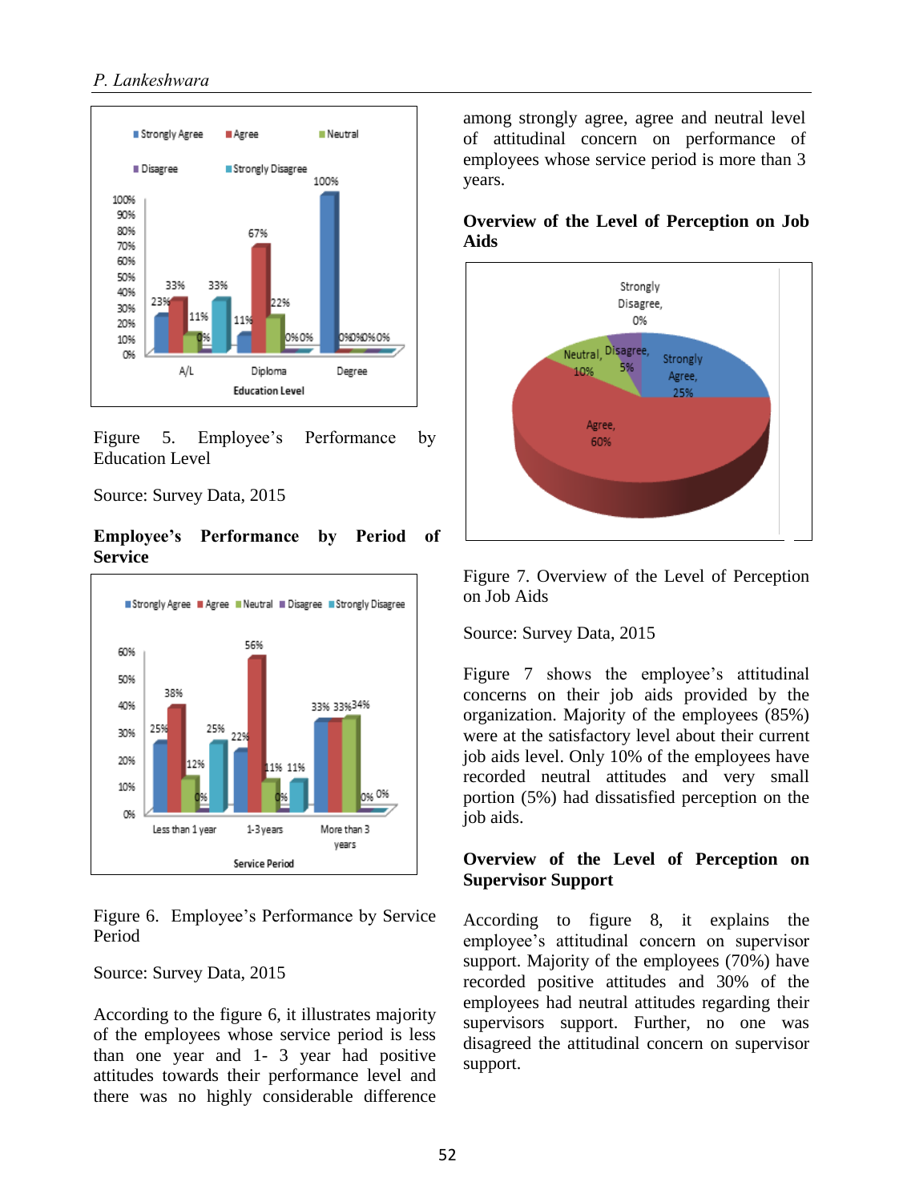Figure 5. Employee's Performance by Education Level

Source: Survey Data, 2015

**Employee's Performance by Period of Service**

Figure 6. Employee's Performance by Service Period

Source: Survey Data, 2015

According to the figure 6, it illustrates majority of the employees whose service period is less than one year and 1- 3 year had positive attitudes towards their performance level and there was no highly considerable difference among strongly agree, agree and neutral level of attitudinal concern on performance of employees whose service period is more than 3 years.

**Overview of the Level of Perception on Job Aids**

Figure 7. Overview of the Level of Perception on Job Aids

Source: Survey Data, 2015

Figure 7 shows the employee's attitudinal concerns on their job aids provided by the organization. Majority of the employees (85%) were at the satisfactory level about their current job aids level. Only 10% of the employees have recorded neutral attitudes and very small portion (5%) had dissatisfied perception on the job aids.

**Overview of the Level of Perception on Supervisor Support**

According to figure 8, it explains the employee's attitudinal concern on supervisor support. Majority of the employees (70%) have recorded positive attitudes and 30% of the employees had neutral attitudes regarding their supervisors support. Further, no one was disagreed the attitudinal concern on supervisor support.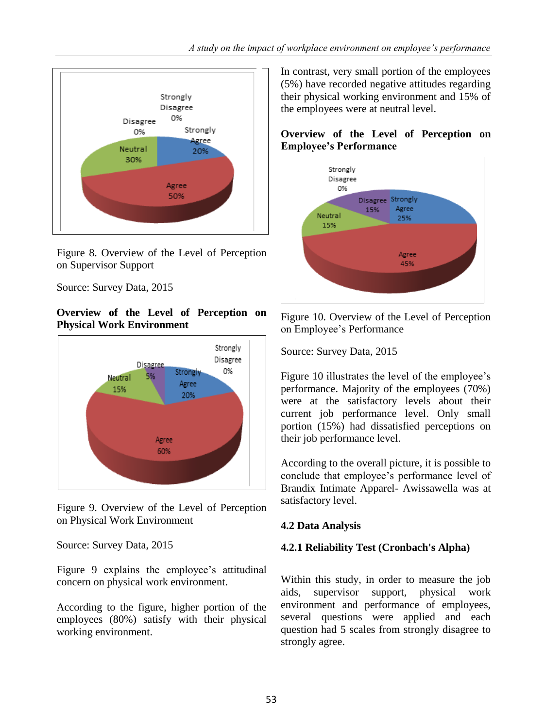Figure 8. Overview of the Level of Perception on Supervisor Support

Source: Survey Data, 2015

**Overview of the Level of Perception on Physical Work Environment**

Figure 9. Overview of the Level of Perception on Physical Work Environment

Source: Survey Data, 2015

Figure 9 explains the employee's attitudinal concern on physical work environment.

According to the figure, higher portion of the employees (80%) satisfy with their physical working environment.

In contrast, very small portion of the employees (5%) have recorded negative attitudes regarding their physical working environment and 15% of the employees were at neutral level.

**Overview of the Level of Perception on Employee's Performance**

Figure 10. Overview of the Level of Perception on Employee's Performance

Source: Survey Data, 2015

Figure 10 illustrates the level of the employee's performance. Majority of the employees (70%) were at the satisfactory levels about their current job performance level. Only small portion (15%) had dissatisfied perceptions on their job performance level.

According to the overall picture, it is possible to conclude that employee's performance level of Brandix Intimate Apparel- Awissawella was at satisfactory level.

## 4.2 Data Analysis

### 4.2.1 Reliability Test (Cronbach's Alpha)

Within this study, in order to measure the job aids, supervisor support, physical work environment and performance of employees, several questions were applied and each question had 5 scales from strongly disagree to strongly agree.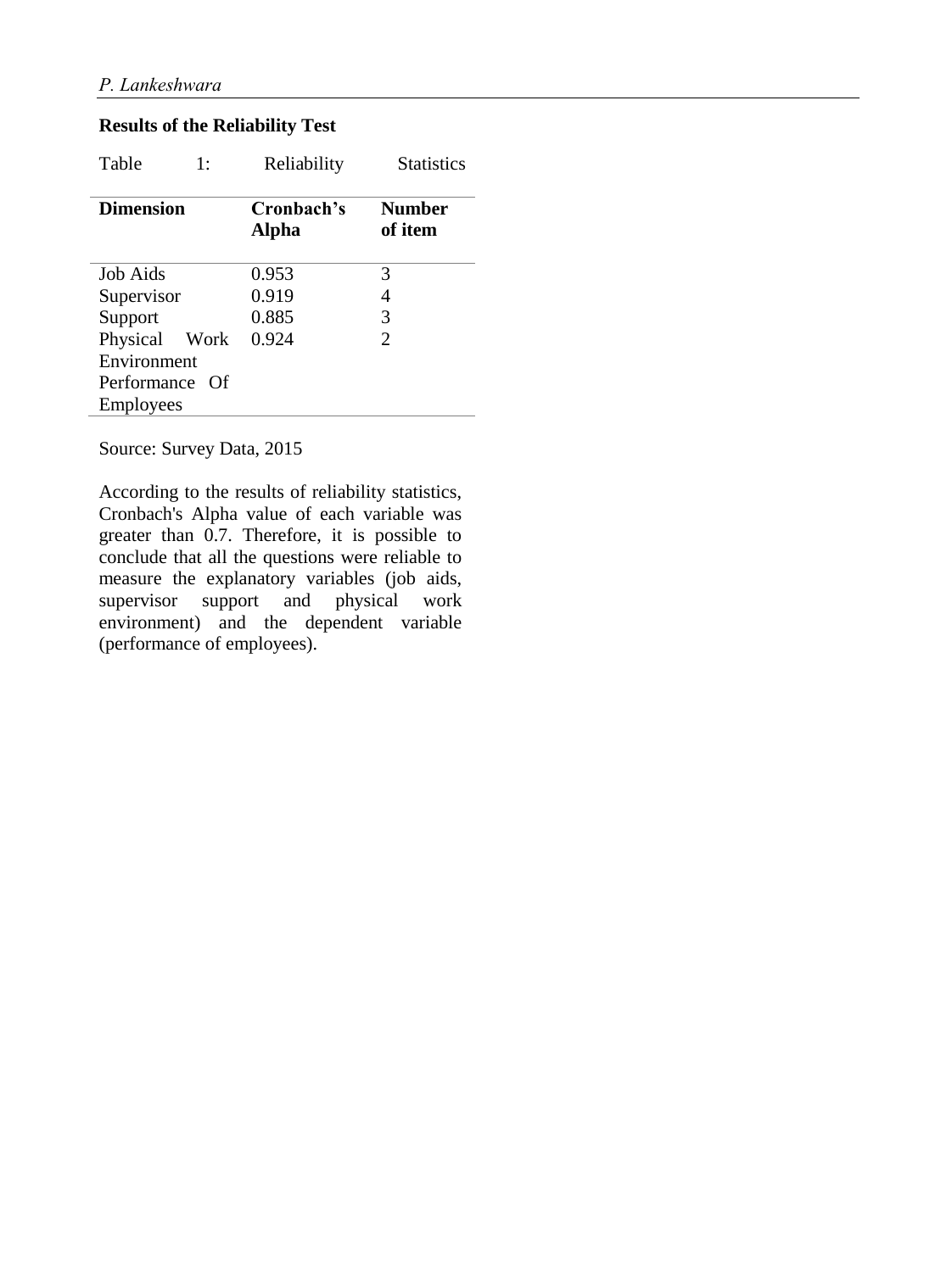### Results of the Reliability Test

Table 1: Reliability Statistics

| Dimension | Cronbach's Alpha | Number of item |
|---|---|---|
| Job Aids | 0.953 | 3 |
| Supervisor Support | 0.919 | 4 |
| Physical Work Environment | 0.885 | 3 |
| Performance Of Employees | 0.924 | 2 |

Source: Survey Data, 2015

According to the results of reliability statistics, Cronbach's Alpha value of each variable was greater than 0.7. Therefore, it is possible to conclude that all the questions were reliable to measure the explanatory variables (job aids, supervisor support and physical work environment) and the dependent variable (performance of employees).